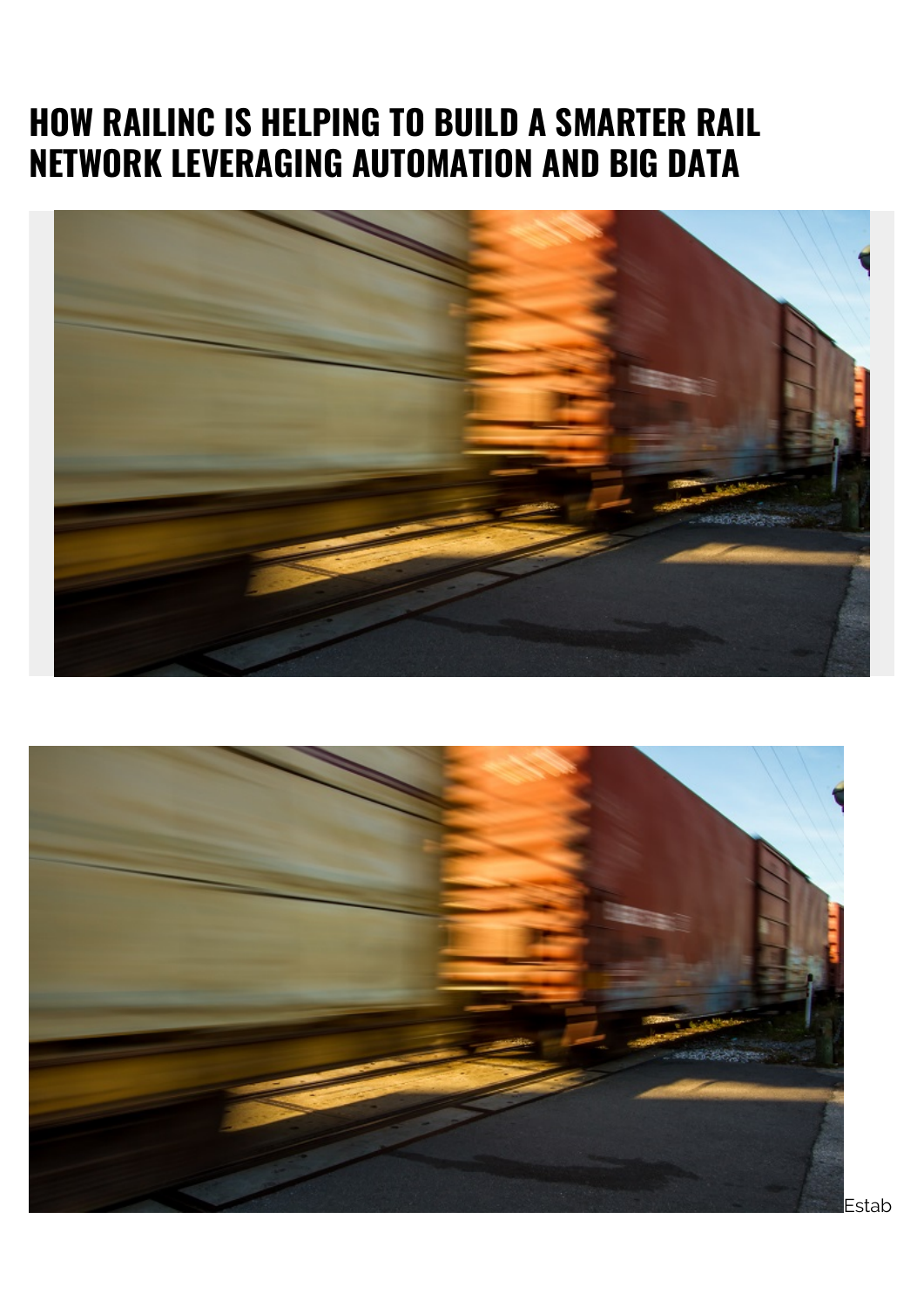# HOW RAILINC IS HELPING TO BUILD A SMARTER RAIL NETWORK LEVERAGING AUTOMATION AND BIG DATA

Estab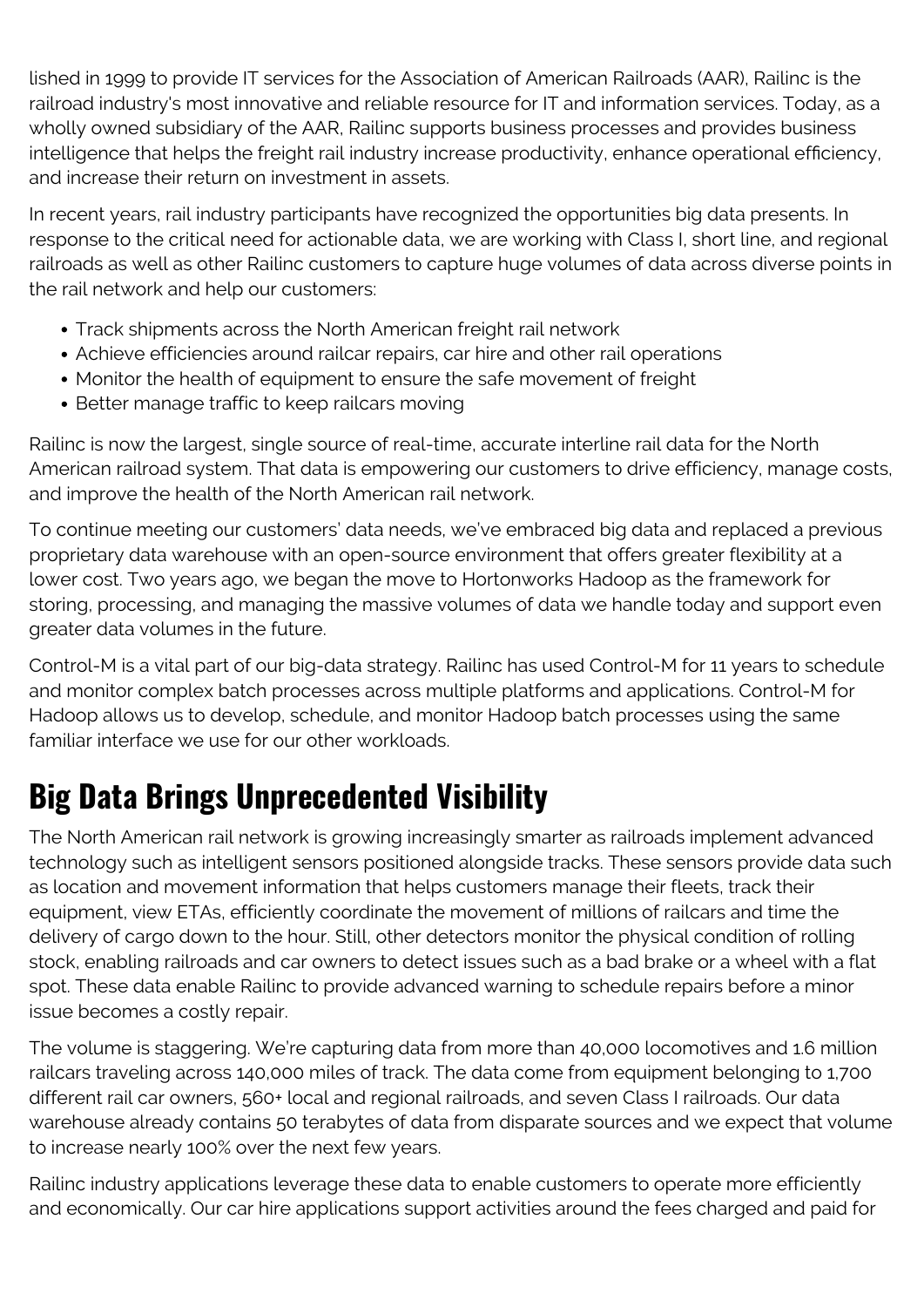lished in 1999 to provide IT services for the Association of American Railroads (AAR), Railinc is the railroad industry's most innovative and reliable resource for IT and information services. Today, as a wholly owned subsidiary of the AAR, Railinc supports business processes and provides business intelligence that helps the freight rail industry increase productivity, enhance operational efficiency, and increase their return on investment in assets.

In recent years, rail industry participants have recognized the opportunities big data presents. In response to the critical need for actionable data, we are working with Class I, short line, and regional railroads as well as other Railinc customers to capture huge volumes of data across diverse points in the rail network and help our customers:

- Track shipments across the North American freight rail network
- Achieve efficiencies around railcar repairs, car hire and other rail operations
- Monitor the health of equipment to ensure the safe movement of freight
- Better manage traffic to keep railcars moving

Railinc is now the largest, single source of real-time, accurate interline rail data for the North American railroad system. That data is empowering our customers to drive efficiency, manage costs, and improve the health of the North American rail network.

To continue meeting our customers' data needs, we've embraced big data and replaced a previous proprietary data warehouse with an open-source environment that offers greater flexibility at a lower cost. Two years ago, we began the move to Hortonworks Hadoop as the framework for storing, processing, and managing the massive volumes of data we handle today and support even greater data volumes in the future.

Control-M is a vital part of our big-data strategy. Railinc has used Control-M for 11 years to schedule and monitor complex batch processes across multiple platforms and applications. Control-M for Hadoop allows us to develop, schedule, and monitor Hadoop batch processes using the same familiar interface we use for our other workloads.

## Big Data Brings Unprecedented Visibility

The North American rail network is growing increasingly smarter as railroads implement advanced technology such as intelligent sensors positioned alongside tracks. These sensors provide data such as location and movement information that helps customers manage their fleets, track their equipment, view ETAs, efficiently coordinate the movement of millions of railcars and time the delivery of cargo down to the hour. Still, other detectors monitor the physical condition of rolling stock, enabling railroads and car owners to detect issues such as a bad brake or a wheel with a flat spot. These data enable Railinc to provide advanced warning to schedule repairs before a minor issue becomes a costly repair.

The volume is staggering. We're capturing data from more than 40,000 locomotives and 1.6 million railcars traveling across 140,000 miles of track. The data come from equipment belonging to 1,700 different rail car owners, 560+ local and regional railroads, and seven Class I railroads. Our data warehouse already contains 50 terabytes of data from disparate sources and we expect that volume to increase nearly 100% over the next few years.

Railinc industry applications leverage these data to enable customers to operate more efficiently and economically. Our car hire applications support activities around the fees charged and paid for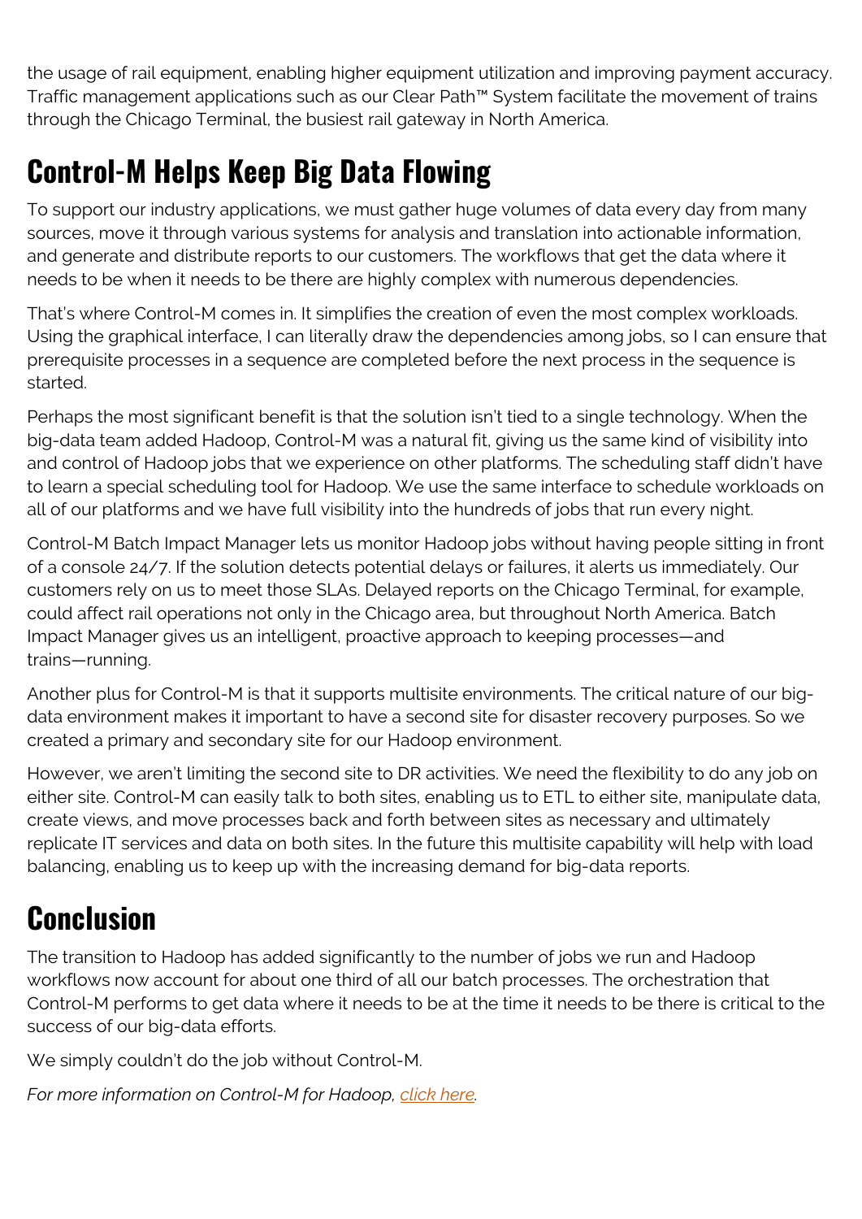the usage of rail equipment, enabling higher equipment utilization and improving payment accuracy. Traffic management applications such as our Clear Path™ System facilitate the movement of trains through the Chicago Terminal, the busiest rail gateway in North America.

## Control-M Helps Keep Big Data Flowing

To support our industry applications, we must gather huge volumes of data every day from many sources, move it through various systems for analysis and translation into actionable information, and generate and distribute reports to our customers. The workflows that get the data where it needs to be when it needs to be there are highly complex with numerous dependencies.

That's where Control-M comes in. It simplifies the creation of even the most complex workloads. Using the graphical interface, I can literally draw the dependencies among jobs, so I can ensure that prerequisite processes in a sequence are completed before the next process in the sequence is started.

Perhaps the most significant benefit is that the solution isn't tied to a single technology. When the big-data team added Hadoop, Control-M was a natural fit, giving us the same kind of visibility into and control of Hadoop jobs that we experience on other platforms. The scheduling staff didn't have to learn a special scheduling tool for Hadoop. We use the same interface to schedule workloads on all of our platforms and we have full visibility into the hundreds of jobs that run every night.

Control-M Batch Impact Manager lets us monitor Hadoop jobs without having people sitting in front of a console 24/7. If the solution detects potential delays or failures, it alerts us immediately. Our customers rely on us to meet those SLAs. Delayed reports on the Chicago Terminal, for example, could affect rail operations not only in the Chicago area, but throughout North America. Batch Impact Manager gives us an intelligent, proactive approach to keeping processes—and trains—running.

Another plus for Control-M is that it supports multisite environments. The critical nature of our big-data environment makes it important to have a second site for disaster recovery purposes. So we created a primary and secondary site for our Hadoop environment.

However, we aren't limiting the second site to DR activities. We need the flexibility to do any job on either site. Control-M can easily talk to both sites, enabling us to ETL to either site, manipulate data, create views, and move processes back and forth between sites as necessary and ultimately replicate IT services and data on both sites. In the future this multisite capability will help with load balancing, enabling us to keep up with the increasing demand for big-data reports.

## Conclusion

The transition to Hadoop has added significantly to the number of jobs we run and Hadoop workflows now account for about one third of all our batch processes. The orchestration that Control-M performs to get data where it needs to be at the time it needs to be there is critical to the success of our big-data efforts.

We simply couldn't do the job without Control-M.

*For more information on Control-M for Hadoop, click here.*